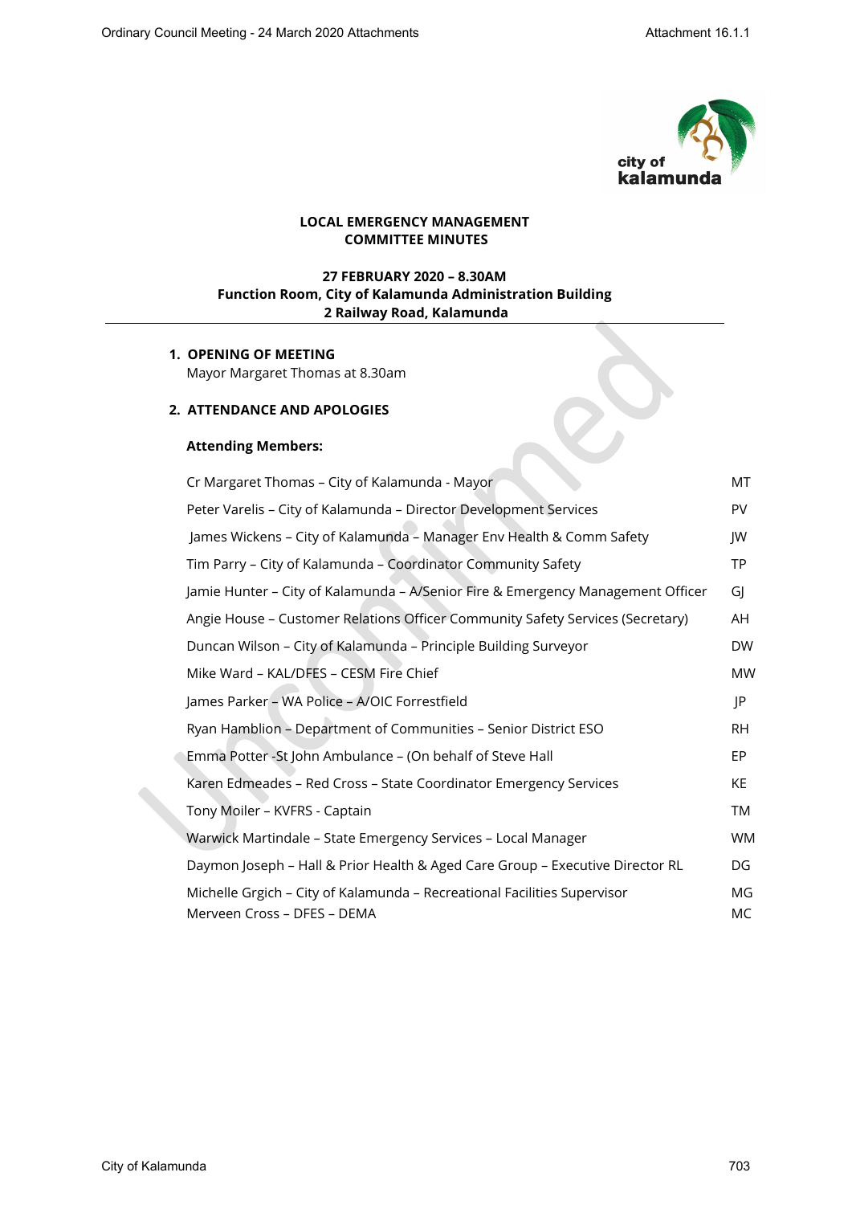**LOCAL EMERGENCY MANAGEMENT COMMITTEE MINUTES**

**27 FEBRUARY 2020 – 8.30AM**
**Function Room, City of Kalamunda Administration Building**
**2 Railway Road, Kalamunda**

---

## 1. OPENING OF MEETING

Mayor Margaret Thomas at 8.30am

## 2. ATTENDANCE AND APOLOGIES

**Attending Members:**

| | |
|---|---|
| Cr Margaret Thomas – City of Kalamunda - Mayor | MT |
| Peter Varelis – City of Kalamunda – Director Development Services | PV |
| James Wickens – City of Kalamunda – Manager Env Health & Comm Safety | JW |
| Tim Parry – City of Kalamunda – Coordinator Community Safety | TP |
| Jamie Hunter – City of Kalamunda – A/Senior Fire & Emergency Management Officer | GJ |
| Angie House – Customer Relations Officer Community Safety Services (Secretary) | AH |
| Duncan Wilson – City of Kalamunda – Principle Building Surveyor | DW |
| Mike Ward – KAL/DFES – CESM Fire Chief | MW |
| James Parker – WA Police – A/OIC Forrestfield | JP |
| Ryan Hamblion – Department of Communities – Senior District ESO | RH |
| Emma Potter -St John Ambulance – (On behalf of Steve Hall | EP |
| Karen Edmeades – Red Cross – State Coordinator Emergency Services | KE |
| Tony Moiler – KVFRS - Captain | TM |
| Warwick Martindale – State Emergency Services – Local Manager | WM |
| Daymon Joseph – Hall & Prior Health & Aged Care Group – Executive Director RL | DG |
| Michelle Grgich – City of Kalamunda – Recreational Facilities Supervisor | MG |
| Merveen Cross – DFES – DEMA | MC |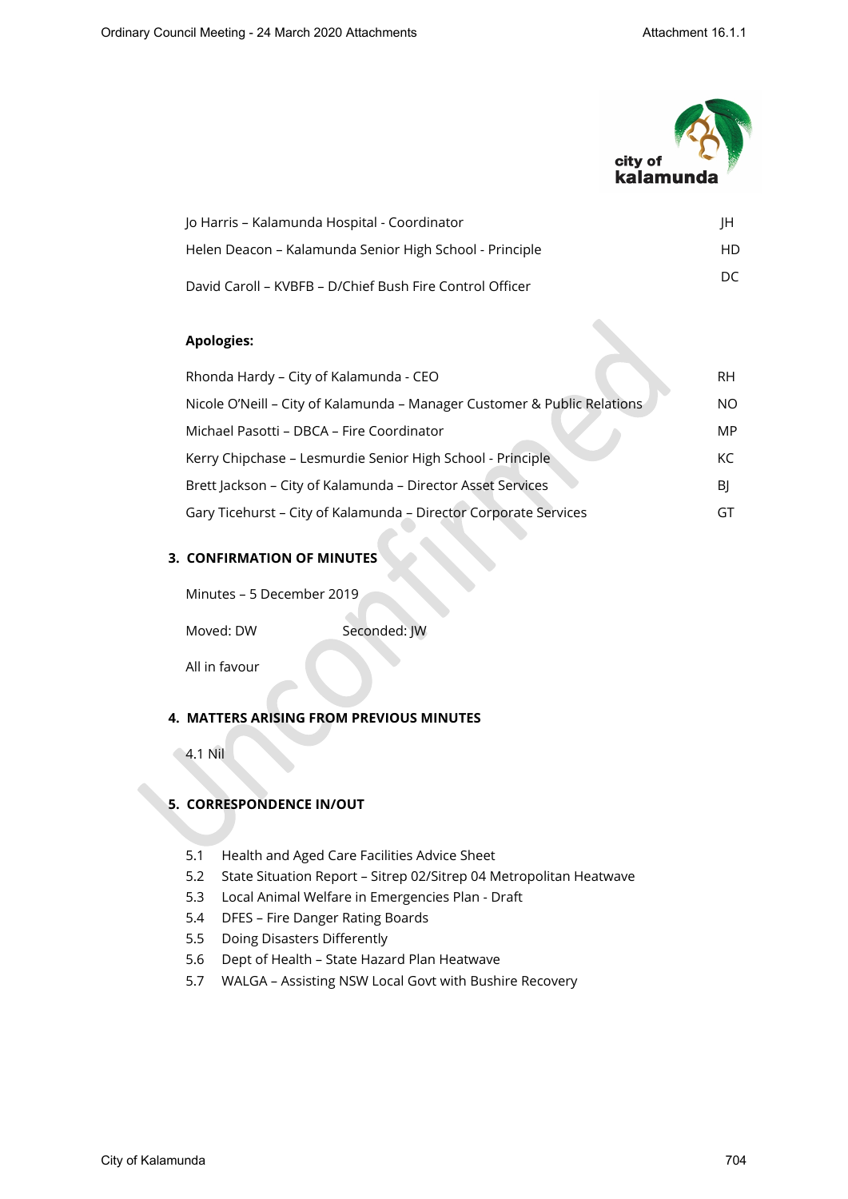| | |
|---|---|
| Jo Harris – Kalamunda Hospital - Coordinator | JH |
| Helen Deacon – Kalamunda Senior High School - Principle | HD |
| David Caroll – KVBFB – D/Chief Bush Fire Control Officer | DC |

**Apologies:**

| | |
|---|---|
| Rhonda Hardy – City of Kalamunda - CEO | RH |
| Nicole O'Neill – City of Kalamunda – Manager Customer & Public Relations | NO |
| Michael Pasotti – DBCA – Fire Coordinator | MP |
| Kerry Chipchase – Lesmurdie Senior High School - Principle | KC |
| Brett Jackson – City of Kalamunda – Director Asset Services | BJ |
| Gary Ticehurst – City of Kalamunda – Director Corporate Services | GT |

## 3. CONFIRMATION OF MINUTES

Minutes – 5 December 2019

Moved: DW Seconded: JW

All in favour

## 4. MATTERS ARISING FROM PREVIOUS MINUTES

4.1 Nil

## 5. CORRESPONDENCE IN/OUT

5.1 Health and Aged Care Facilities Advice Sheet
5.2 State Situation Report – Sitrep 02/Sitrep 04 Metropolitan Heatwave
5.3 Local Animal Welfare in Emergencies Plan - Draft
5.4 DFES – Fire Danger Rating Boards
5.5 Doing Disasters Differently
5.6 Dept of Health – State Hazard Plan Heatwave
5.7 WALGA – Assisting NSW Local Govt with Bushire Recovery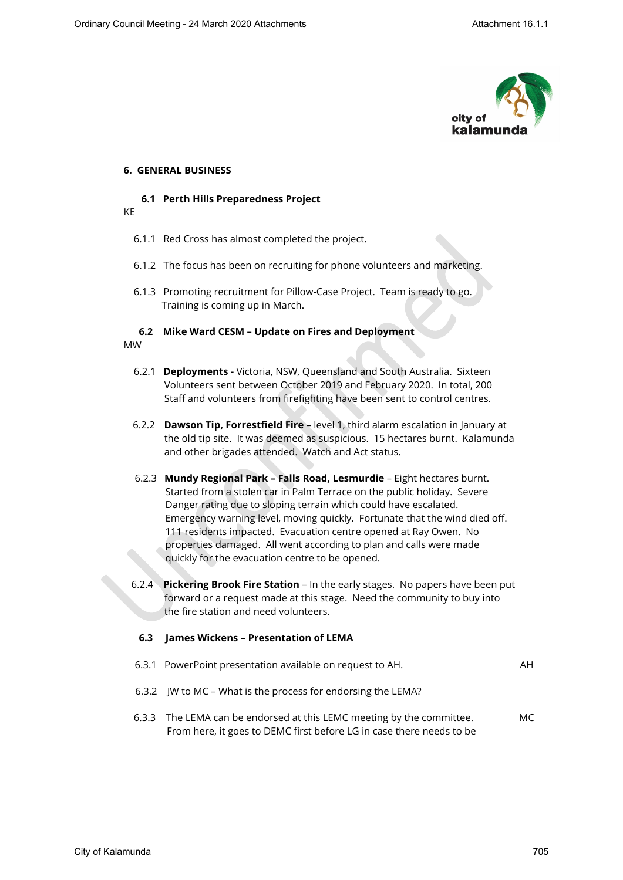## 6. GENERAL BUSINESS

### 6.1 Perth Hills Preparedness Project

KE

6.1.1 Red Cross has almost completed the project.

6.1.2 The focus has been on recruiting for phone volunteers and marketing.

6.1.3 Promoting recruitment for Pillow-Case Project. Team is ready to go. Training is coming up in March.

### 6.2 Mike Ward CESM – Update on Fires and Deployment

MW

6.2.1 **Deployments -** Victoria, NSW, Queensland and South Australia. Sixteen Volunteers sent between October 2019 and February 2020. In total, 200 Staff and volunteers from firefighting have been sent to control centres.

6.2.2 **Dawson Tip, Forrestfield Fire** – level 1, third alarm escalation in January at the old tip site. It was deemed as suspicious. 15 hectares burnt. Kalamunda and other brigades attended. Watch and Act status.

6.2.3 **Mundy Regional Park – Falls Road, Lesmurdie** – Eight hectares burnt. Started from a stolen car in Palm Terrace on the public holiday. Severe Danger rating due to sloping terrain which could have escalated. Emergency warning level, moving quickly. Fortunate that the wind died off. 111 residents impacted. Evacuation centre opened at Ray Owen. No properties damaged. All went according to plan and calls were made quickly for the evacuation centre to be opened.

6.2.4 **Pickering Brook Fire Station** – In the early stages. No papers have been put forward or a request made at this stage. Need the community to buy into the fire station and need volunteers.

### 6.3 James Wickens – Presentation of LEMA

6.3.1 PowerPoint presentation available on request to AH. — AH

6.3.2 JW to MC – What is the process for endorsing the LEMA?

6.3.3 The LEMA can be endorsed at this LEMC meeting by the committee. From here, it goes to DEMC first before LG in case there needs to be — MC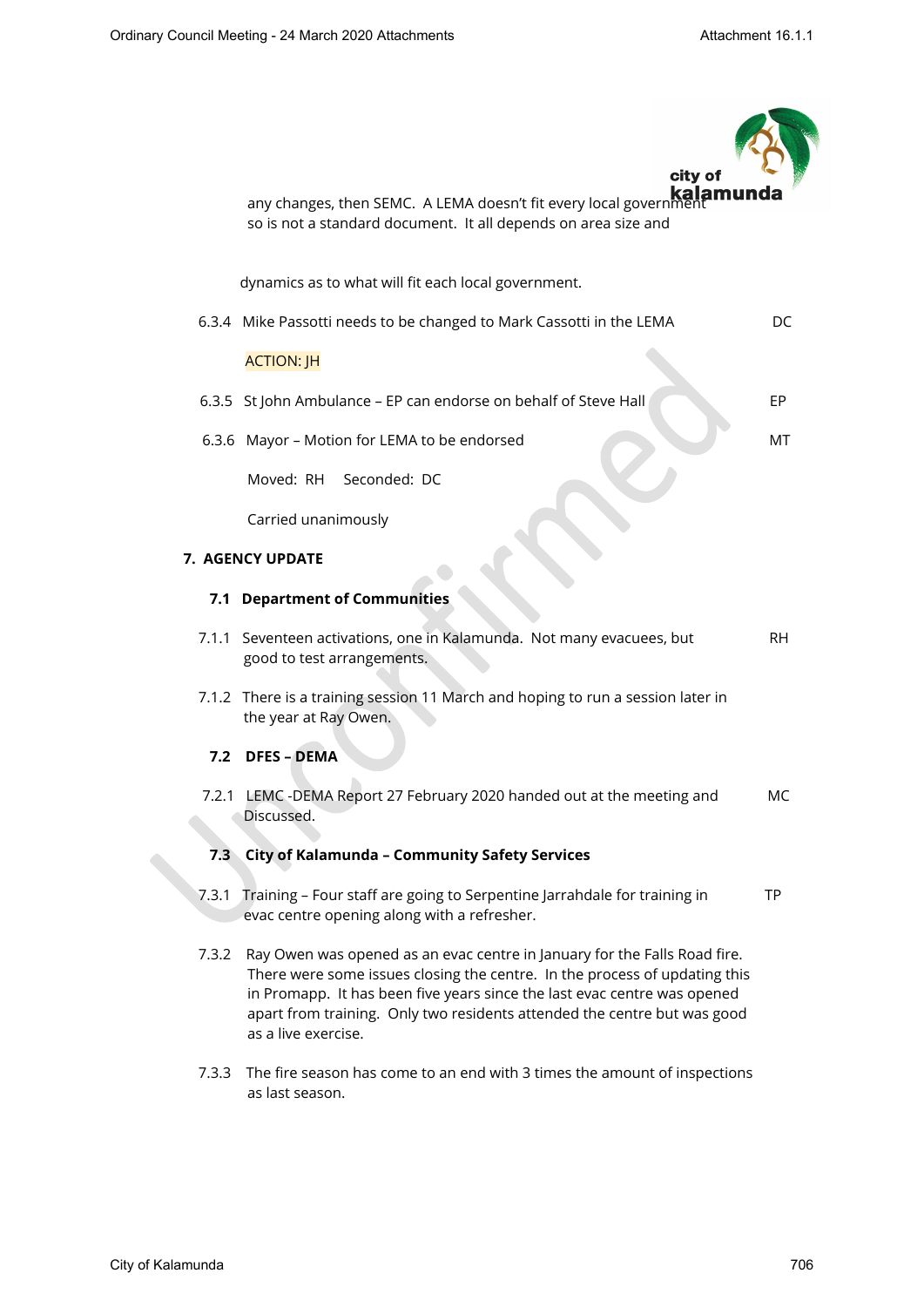any changes, then SEMC. A LEMA doesn't fit every local government so is not a standard document. It all depends on area size and

dynamics as to what will fit each local government.

6.3.4 Mike Passotti needs to be changed to Mark Cassotti in the LEMA — DC

ACTION: JH

6.3.5 St John Ambulance – EP can endorse on behalf of Steve Hall — EP

6.3.6 Mayor – Motion for LEMA to be endorsed — MT

Moved: RH Seconded: DC

Carried unanimously

## 7. AGENCY UPDATE

### 7.1 Department of Communities

7.1.1 Seventeen activations, one in Kalamunda. Not many evacuees, but good to test arrangements. — RH

7.1.2 There is a training session 11 March and hoping to run a session later in the year at Ray Owen.

### 7.2 DFES – DEMA

7.2.1 LEMC -DEMA Report 27 February 2020 handed out at the meeting and Discussed. — MC

### 7.3 City of Kalamunda – Community Safety Services

7.3.1 Training – Four staff are going to Serpentine Jarrahdale for training in evac centre opening along with a refresher. — TP

7.3.2 Ray Owen was opened as an evac centre in January for the Falls Road fire. There were some issues closing the centre. In the process of updating this in Promapp. It has been five years since the last evac centre was opened apart from training. Only two residents attended the centre but was good as a live exercise.

7.3.3 The fire season has come to an end with 3 times the amount of inspections as last season.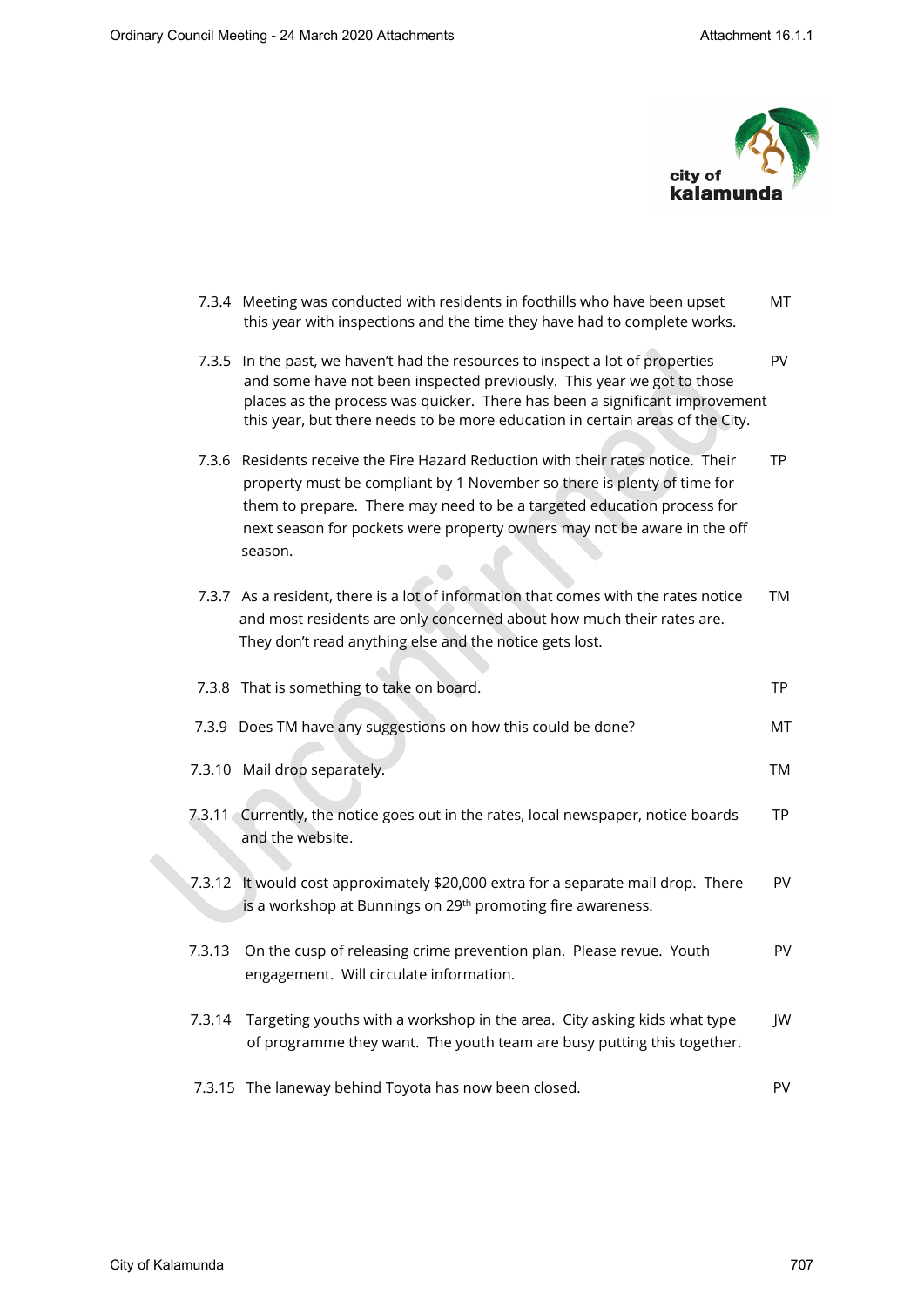| | | |
|---|---|---|
| 7.3.4 | Meeting was conducted with residents in foothills who have been upset this year with inspections and the time they have had to complete works. | MT |
| 7.3.5 | In the past, we haven't had the resources to inspect a lot of properties and some have not been inspected previously. This year we got to those places as the process was quicker. There has been a significant improvement this year, but there needs to be more education in certain areas of the City. | PV |
| 7.3.6 | Residents receive the Fire Hazard Reduction with their rates notice. Their property must be compliant by 1 November so there is plenty of time for them to prepare. There may need to be a targeted education process for next season for pockets were property owners may not be aware in the off season. | TP |
| 7.3.7 | As a resident, there is a lot of information that comes with the rates notice and most residents are only concerned about how much their rates are. They don't read anything else and the notice gets lost. | TM |
| 7.3.8 | That is something to take on board. | TP |
| 7.3.9 | Does TM have any suggestions on how this could be done? | MT |
| 7.3.10 | Mail drop separately. | TM |
| 7.3.11 | Currently, the notice goes out in the rates, local newspaper, notice boards and the website. | TP |
| 7.3.12 | It would cost approximately $20,000 extra for a separate mail drop. There is a workshop at Bunnings on 29th promoting fire awareness. | PV |
| 7.3.13 | On the cusp of releasing crime prevention plan. Please revue. Youth engagement. Will circulate information. | PV |
| 7.3.14 | Targeting youths with a workshop in the area. City asking kids what type of programme they want. The youth team are busy putting this together. | JW |
| 7.3.15 | The laneway behind Toyota has now been closed. | PV |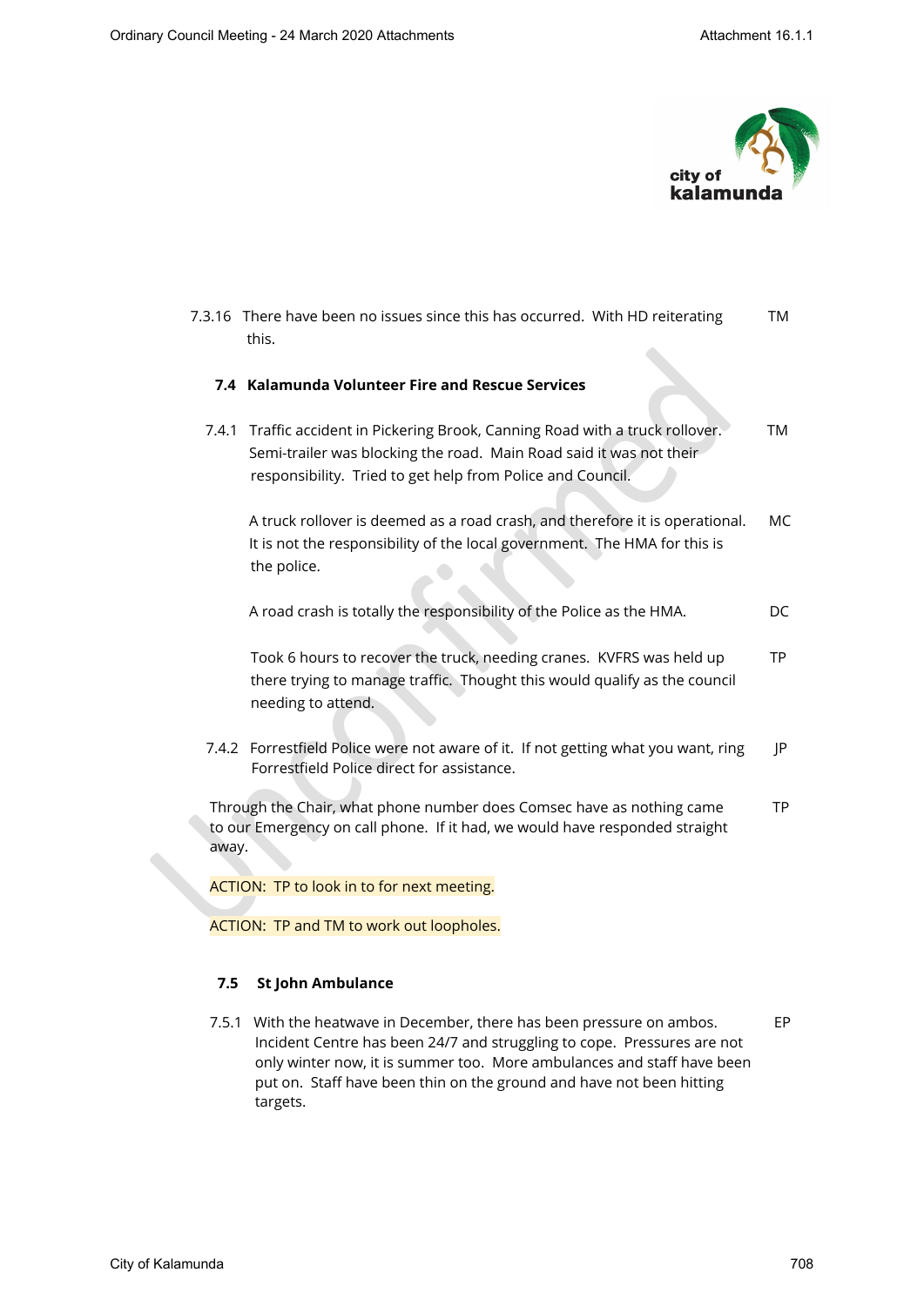7.3.16 There have been no issues since this has occurred. With HD reiterating this. TM

### 7.4 Kalamunda Volunteer Fire and Rescue Services

7.4.1 Traffic accident in Pickering Brook, Canning Road with a truck rollover. Semi-trailer was blocking the road. Main Road said it was not their responsibility. Tried to get help from Police and Council. TM

A truck rollover is deemed as a road crash, and therefore it is operational. It is not the responsibility of the local government. The HMA for this is the police. MC

A road crash is totally the responsibility of the Police as the HMA. DC

Took 6 hours to recover the truck, needing cranes. KVFRS was held up there trying to manage traffic. Thought this would qualify as the council needing to attend. TP

7.4.2 Forrestfield Police were not aware of it. If not getting what you want, ring Forrestfield Police direct for assistance. JP

Through the Chair, what phone number does Comsec have as nothing came to our Emergency on call phone. If it had, we would have responded straight away. TP

ACTION: TP to look in to for next meeting.

ACTION: TP and TM to work out loopholes.

### 7.5 St John Ambulance

7.5.1 With the heatwave in December, there has been pressure on ambos. Incident Centre has been 24/7 and struggling to cope. Pressures are not only winter now, it is summer too. More ambulances and staff have been put on. Staff have been thin on the ground and have not been hitting targets. EP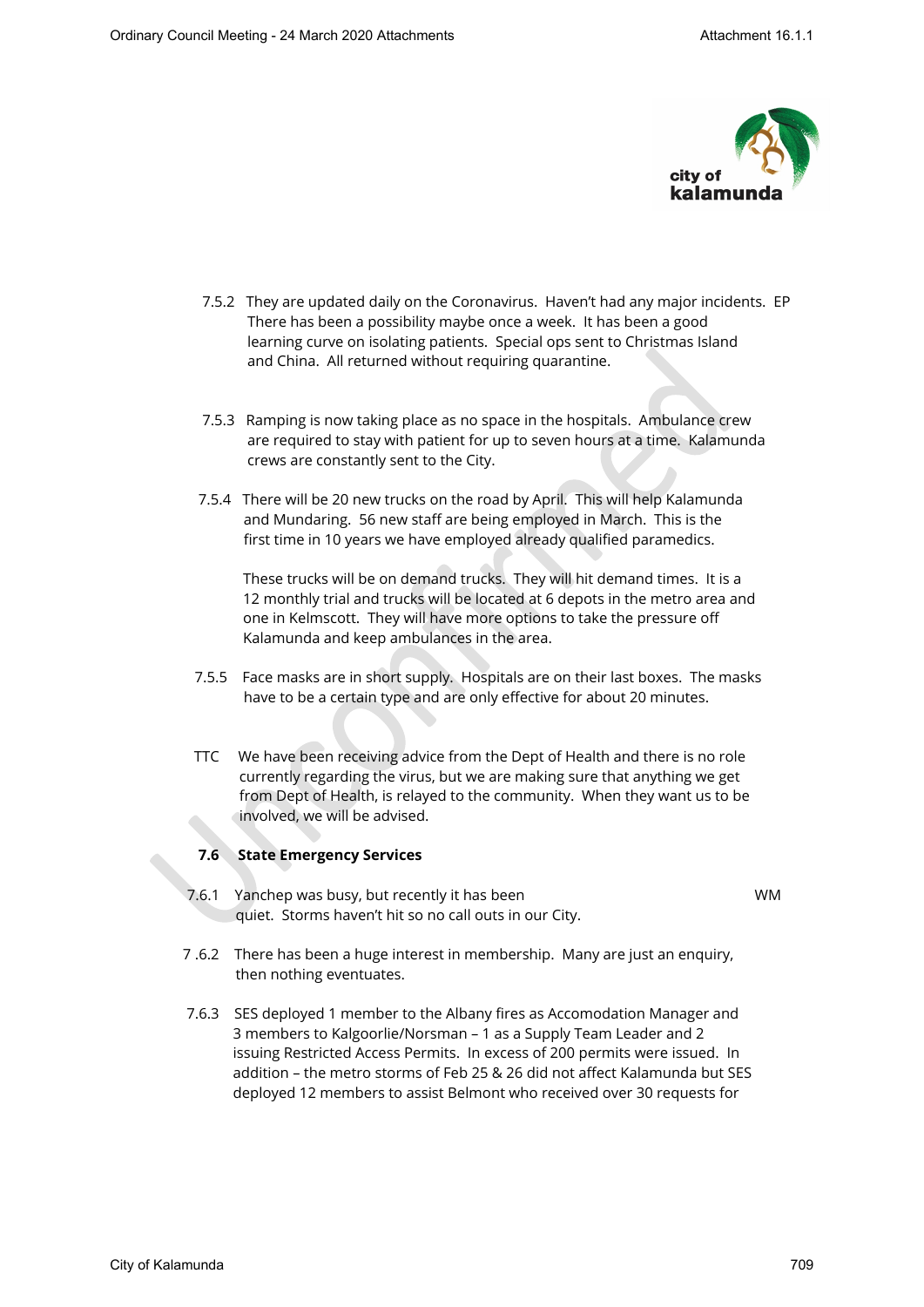7.5.2 They are updated daily on the Coronavirus. Haven't had any major incidents. There has been a possibility maybe once a week. It has been a good learning curve on isolating patients. Special ops sent to Christmas Island and China. All returned without requiring quarantine. EP

7.5.3 Ramping is now taking place as no space in the hospitals. Ambulance crew are required to stay with patient for up to seven hours at a time. Kalamunda crews are constantly sent to the City.

7.5.4 There will be 20 new trucks on the road by April. This will help Kalamunda and Mundaring. 56 new staff are being employed in March. This is the first time in 10 years we have employed already qualified paramedics.

These trucks will be on demand trucks. They will hit demand times. It is a 12 monthly trial and trucks will be located at 6 depots in the metro area and one in Kelmscott. They will have more options to take the pressure off Kalamunda and keep ambulances in the area.

7.5.5 Face masks are in short supply. Hospitals are on their last boxes. The masks have to be a certain type and are only effective for about 20 minutes.

TTC We have been receiving advice from the Dept of Health and there is no role currently regarding the virus, but we are making sure that anything we get from Dept of Health, is relayed to the community. When they want us to be involved, we will be advised.

**7.6 State Emergency Services**

7.6.1 Yanchep was busy, but recently it has been quiet. Storms haven't hit so no call outs in our City. WM

7 .6.2 There has been a huge interest in membership. Many are just an enquiry, then nothing eventuates.

7.6.3 SES deployed 1 member to the Albany fires as Accomodation Manager and 3 members to Kalgoorlie/Norsman – 1 as a Supply Team Leader and 2 issuing Restricted Access Permits. In excess of 200 permits were issued. In addition – the metro storms of Feb 25 & 26 did not affect Kalamunda but SES deployed 12 members to assist Belmont who received over 30 requests for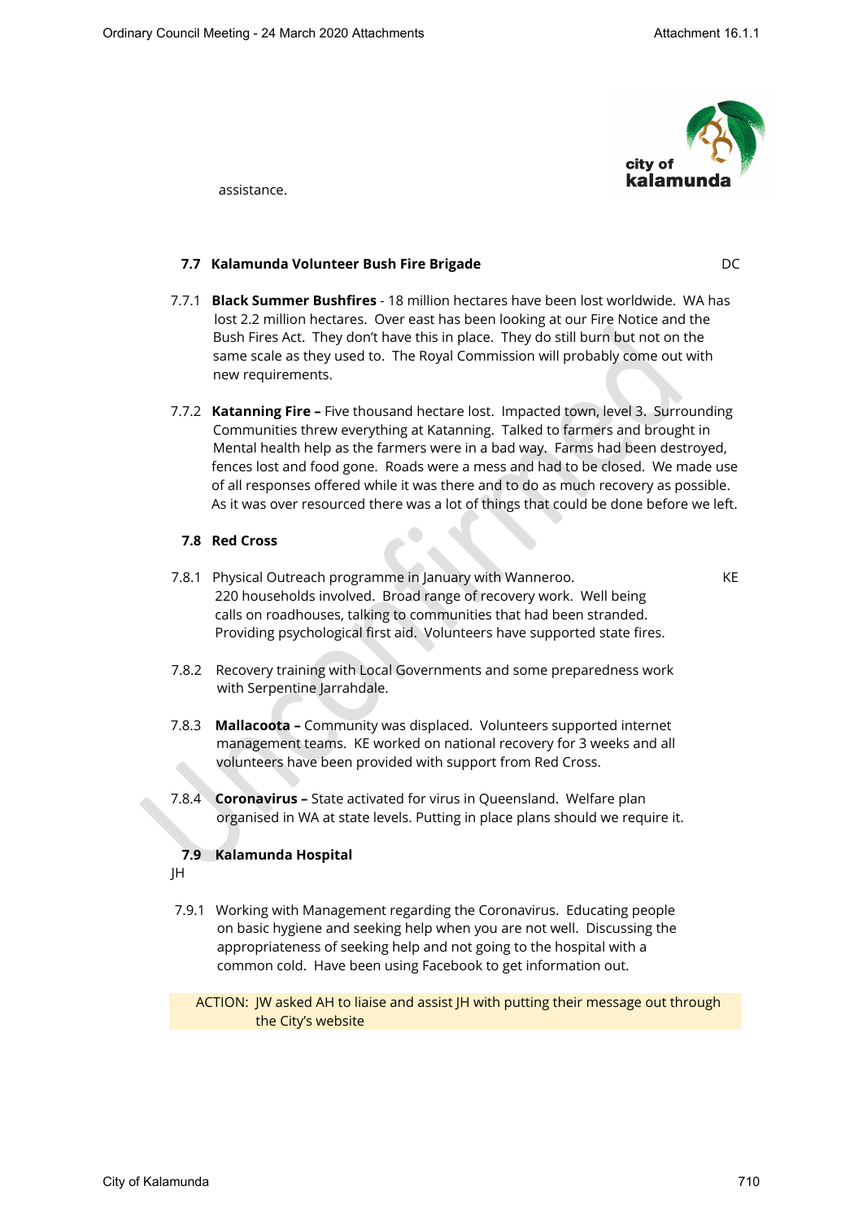assistance.

### 7.7 Kalamunda Volunteer Bush Fire Brigade DC

7.7.1 **Black Summer Bushfires** - 18 million hectares have been lost worldwide. WA has lost 2.2 million hectares. Over east has been looking at our Fire Notice and the Bush Fires Act. They don't have this in place. They do still burn but not on the same scale as they used to. The Royal Commission will probably come out with new requirements.

7.7.2 **Katanning Fire –** Five thousand hectare lost. Impacted town, level 3. Surrounding Communities threw everything at Katanning. Talked to farmers and brought in Mental health help as the farmers were in a bad way. Farms had been destroyed, fences lost and food gone. Roads were a mess and had to be closed. We made use of all responses offered while it was there and to do as much recovery as possible. As it was over resourced there was a lot of things that could be done before we left.

### 7.8 Red Cross

7.8.1 Physical Outreach programme in January with Wanneroo. KE
220 households involved. Broad range of recovery work. Well being calls on roadhouses, talking to communities that had been stranded. Providing psychological first aid. Volunteers have supported state fires.

7.8.2 Recovery training with Local Governments and some preparedness work with Serpentine Jarrahdale.

7.8.3 **Mallacoota –** Community was displaced. Volunteers supported internet management teams. KE worked on national recovery for 3 weeks and all volunteers have been provided with support from Red Cross.

7.8.4 **Coronavirus –** State activated for virus in Queensland. Welfare plan organised in WA at state levels. Putting in place plans should we require it.

### 7.9 Kalamunda Hospital

JH

7.9.1 Working with Management regarding the Coronavirus. Educating people on basic hygiene and seeking help when you are not well. Discussing the appropriateness of seeking help and not going to the hospital with a common cold. Have been using Facebook to get information out.

ACTION: JW asked AH to liaise and assist JH with putting their message out through the City's website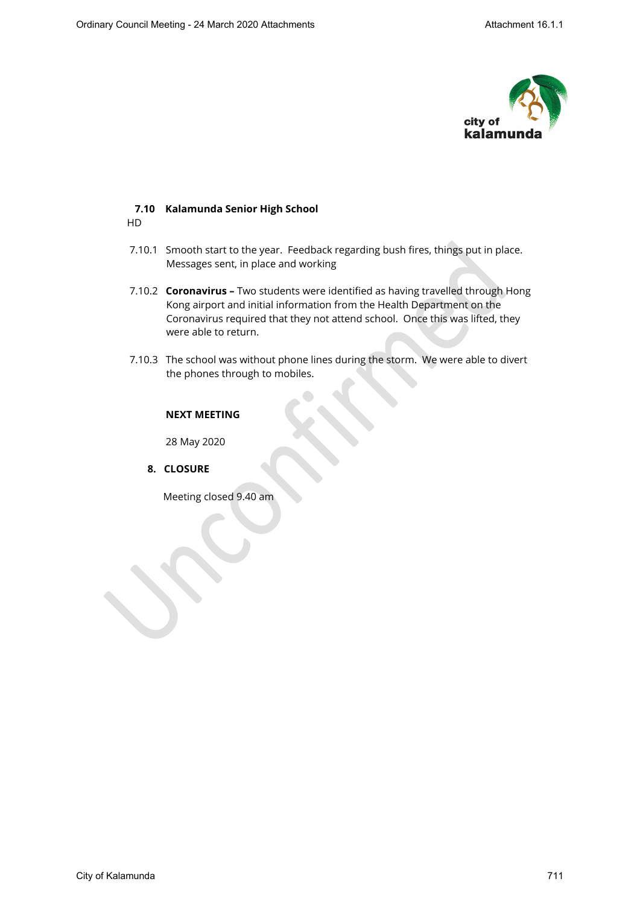### 7.10 Kalamunda Senior High School

HD

7.10.1 Smooth start to the year. Feedback regarding bush fires, things put in place. Messages sent, in place and working

7.10.2 **Coronavirus –** Two students were identified as having travelled through Hong Kong airport and initial information from the Health Department on the Coronavirus required that they not attend school. Once this was lifted, they were able to return.

7.10.3 The school was without phone lines during the storm. We were able to divert the phones through to mobiles.

**NEXT MEETING**

28 May 2020

## 8. CLOSURE

Meeting closed 9.40 am